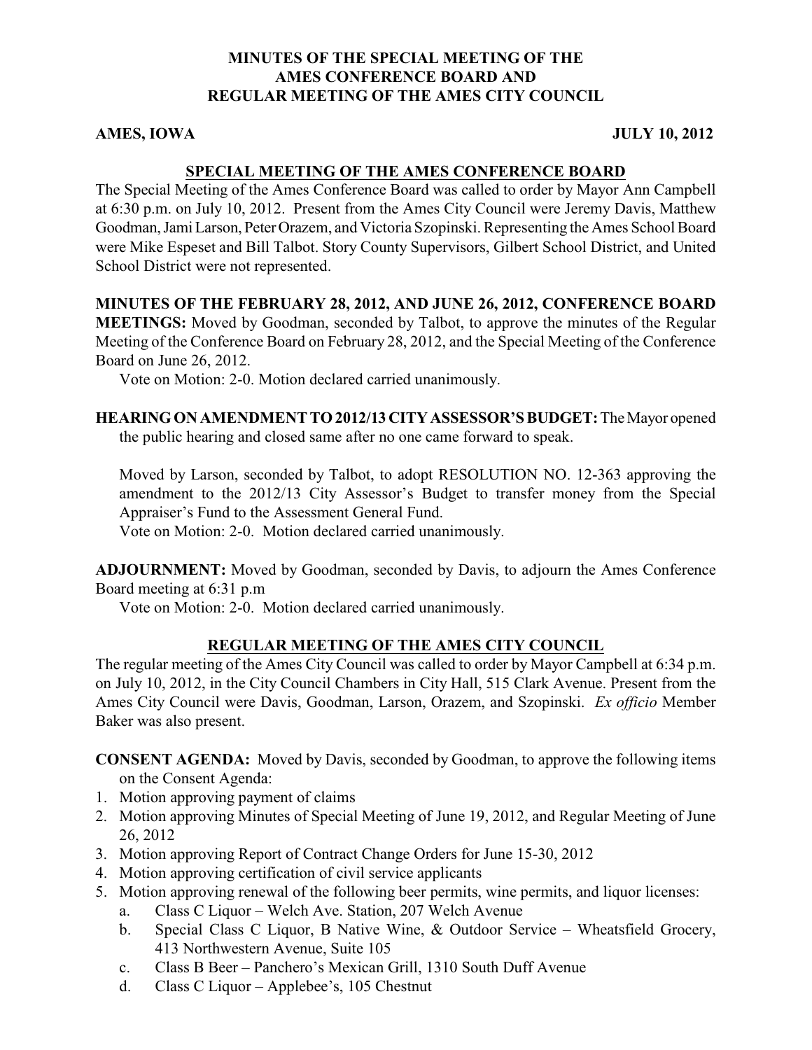# MINUTES OF THE SPECIAL MEETING OF THE AMES CONFERENCE BOARD AND REGULAR MEETING OF THE AMES CITY COUNCIL

**AMES, IOWA** **JULY 10, 2012**

## SPECIAL MEETING OF THE AMES CONFERENCE BOARD

The Special Meeting of the Ames Conference Board was called to order by Mayor Ann Campbell at 6:30 p.m. on July 10, 2012. Present from the Ames City Council were Jeremy Davis, Matthew Goodman, Jami Larson, Peter Orazem, and Victoria Szopinski. Representing the Ames School Board were Mike Espeset and Bill Talbot. Story County Supervisors, Gilbert School District, and United School District were not represented.

**MINUTES OF THE FEBRUARY 28, 2012, AND JUNE 26, 2012, CONFERENCE BOARD MEETINGS:** Moved by Goodman, seconded by Talbot, to approve the minutes of the Regular Meeting of the Conference Board on February 28, 2012, and the Special Meeting of the Conference Board on June 26, 2012.

Vote on Motion: 2-0. Motion declared carried unanimously.

**HEARING ON AMENDMENT TO 2012/13 CITY ASSESSOR'S BUDGET:** The Mayor opened the public hearing and closed same after no one came forward to speak.

Moved by Larson, seconded by Talbot, to adopt RESOLUTION NO. 12-363 approving the amendment to the 2012/13 City Assessor's Budget to transfer money from the Special Appraiser's Fund to the Assessment General Fund.

Vote on Motion: 2-0. Motion declared carried unanimously.

**ADJOURNMENT:** Moved by Goodman, seconded by Davis, to adjourn the Ames Conference Board meeting at 6:31 p.m

Vote on Motion: 2-0. Motion declared carried unanimously.

## REGULAR MEETING OF THE AMES CITY COUNCIL

The regular meeting of the Ames City Council was called to order by Mayor Campbell at 6:34 p.m. on July 10, 2012, in the City Council Chambers in City Hall, 515 Clark Avenue. Present from the Ames City Council were Davis, Goodman, Larson, Orazem, and Szopinski. *Ex officio* Member Baker was also present.

**CONSENT AGENDA:** Moved by Davis, seconded by Goodman, to approve the following items on the Consent Agenda:

1. Motion approving payment of claims
2. Motion approving Minutes of Special Meeting of June 19, 2012, and Regular Meeting of June 26, 2012
3. Motion approving Report of Contract Change Orders for June 15-30, 2012
4. Motion approving certification of civil service applicants
5. Motion approving renewal of the following beer permits, wine permits, and liquor licenses:
   a. Class C Liquor – Welch Ave. Station, 207 Welch Avenue
   b. Special Class C Liquor, B Native Wine, & Outdoor Service – Wheatsfield Grocery, 413 Northwestern Avenue, Suite 105
   c. Class B Beer – Panchero's Mexican Grill, 1310 South Duff Avenue
   d. Class C Liquor – Applebee's, 105 Chestnut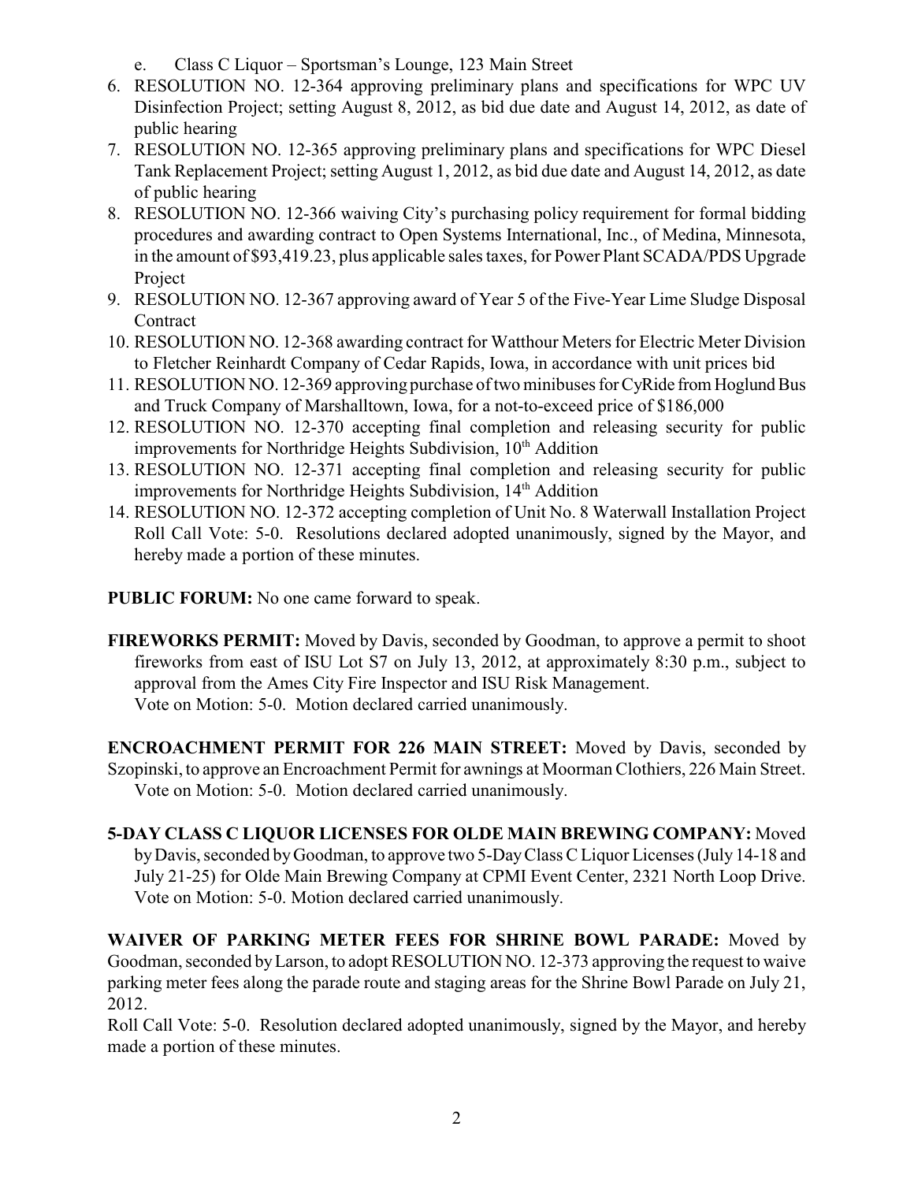e. Class C Liquor – Sportsman's Lounge, 123 Main Street

6. RESOLUTION NO. 12-364 approving preliminary plans and specifications for WPC UV Disinfection Project; setting August 8, 2012, as bid due date and August 14, 2012, as date of public hearing
7. RESOLUTION NO. 12-365 approving preliminary plans and specifications for WPC Diesel Tank Replacement Project; setting August 1, 2012, as bid due date and August 14, 2012, as date of public hearing
8. RESOLUTION NO. 12-366 waiving City's purchasing policy requirement for formal bidding procedures and awarding contract to Open Systems International, Inc., of Medina, Minnesota, in the amount of $93,419.23, plus applicable sales taxes, for Power Plant SCADA/PDS Upgrade Project
9. RESOLUTION NO. 12-367 approving award of Year 5 of the Five-Year Lime Sludge Disposal Contract
10. RESOLUTION NO. 12-368 awarding contract for Watthour Meters for Electric Meter Division to Fletcher Reinhardt Company of Cedar Rapids, Iowa, in accordance with unit prices bid
11. RESOLUTION NO. 12-369 approving purchase of two minibuses for CyRide from Hoglund Bus and Truck Company of Marshalltown, Iowa, for a not-to-exceed price of $186,000
12. RESOLUTION NO. 12-370 accepting final completion and releasing security for public improvements for Northridge Heights Subdivision, 10th Addition
13. RESOLUTION NO. 12-371 accepting final completion and releasing security for public improvements for Northridge Heights Subdivision, 14th Addition
14. RESOLUTION NO. 12-372 accepting completion of Unit No. 8 Waterwall Installation Project

Roll Call Vote: 5-0. Resolutions declared adopted unanimously, signed by the Mayor, and hereby made a portion of these minutes.

**PUBLIC FORUM:** No one came forward to speak.

**FIREWORKS PERMIT:** Moved by Davis, seconded by Goodman, to approve a permit to shoot fireworks from east of ISU Lot S7 on July 13, 2012, at approximately 8:30 p.m., subject to approval from the Ames City Fire Inspector and ISU Risk Management.
Vote on Motion: 5-0. Motion declared carried unanimously.

**ENCROACHMENT PERMIT FOR 226 MAIN STREET:** Moved by Davis, seconded by Szopinski, to approve an Encroachment Permit for awnings at Moorman Clothiers, 226 Main Street.
Vote on Motion: 5-0. Motion declared carried unanimously.

**5-DAY CLASS C LIQUOR LICENSES FOR OLDE MAIN BREWING COMPANY:** Moved by Davis, seconded by Goodman, to approve two 5-Day Class C Liquor Licenses (July 14-18 and July 21-25) for Olde Main Brewing Company at CPMI Event Center, 2321 North Loop Drive.
Vote on Motion: 5-0. Motion declared carried unanimously.

**WAIVER OF PARKING METER FEES FOR SHRINE BOWL PARADE:** Moved by Goodman, seconded by Larson, to adopt RESOLUTION NO. 12-373 approving the request to waive parking meter fees along the parade route and staging areas for the Shrine Bowl Parade on July 21, 2012.

Roll Call Vote: 5-0. Resolution declared adopted unanimously, signed by the Mayor, and hereby made a portion of these minutes.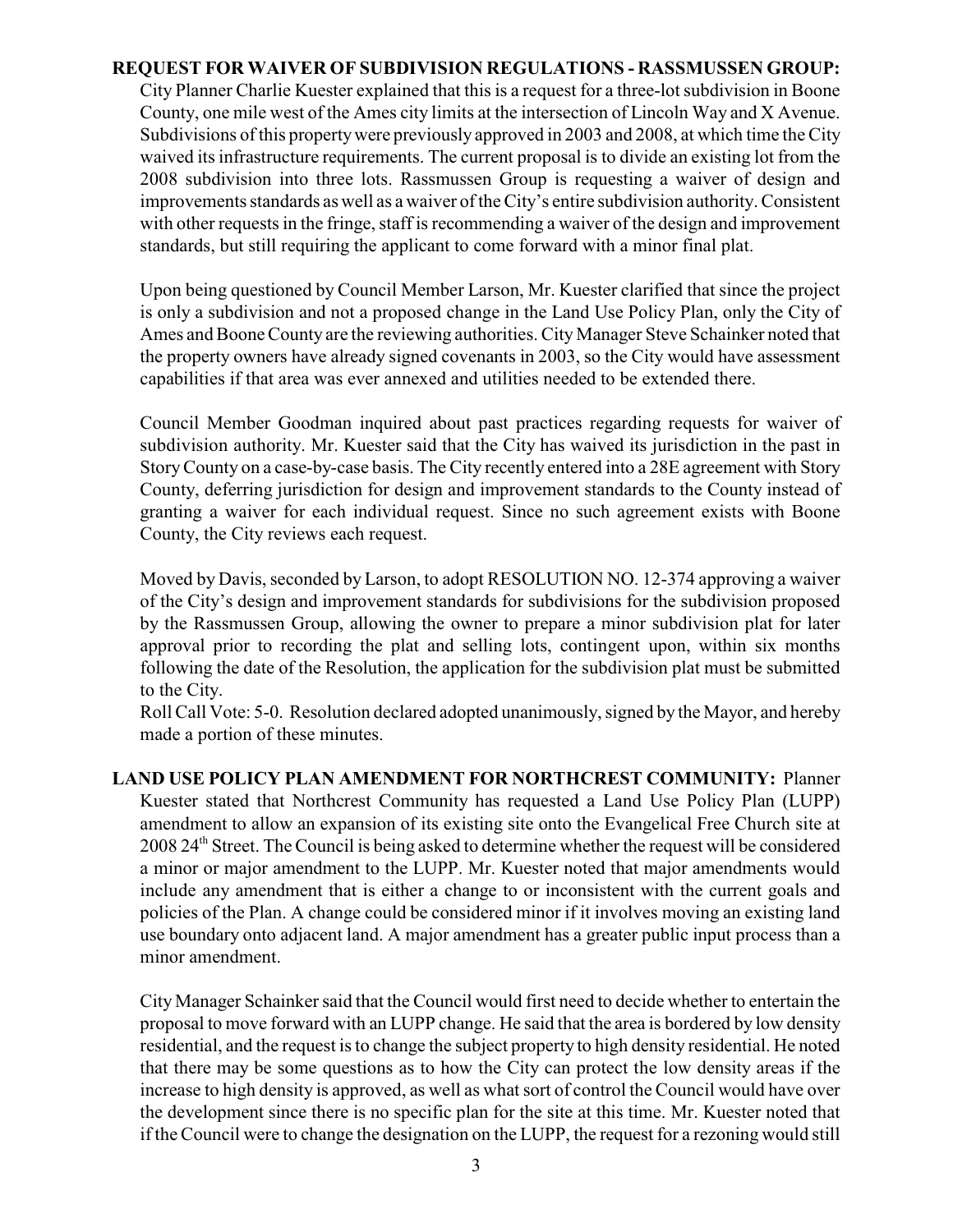**REQUEST FOR WAIVER OF SUBDIVISION REGULATIONS - RASSMUSSEN GROUP:** City Planner Charlie Kuester explained that this is a request for a three-lot subdivision in Boone County, one mile west of the Ames city limits at the intersection of Lincoln Way and X Avenue. Subdivisions of this property were previously approved in 2003 and 2008, at which time the City waived its infrastructure requirements. The current proposal is to divide an existing lot from the 2008 subdivision into three lots. Rassmussen Group is requesting a waiver of design and improvements standards as well as a waiver of the City's entire subdivision authority. Consistent with other requests in the fringe, staff is recommending a waiver of the design and improvement standards, but still requiring the applicant to come forward with a minor final plat.

Upon being questioned by Council Member Larson, Mr. Kuester clarified that since the project is only a subdivision and not a proposed change in the Land Use Policy Plan, only the City of Ames and Boone County are the reviewing authorities. City Manager Steve Schainker noted that the property owners have already signed covenants in 2003, so the City would have assessment capabilities if that area was ever annexed and utilities needed to be extended there.

Council Member Goodman inquired about past practices regarding requests for waiver of subdivision authority. Mr. Kuester said that the City has waived its jurisdiction in the past in Story County on a case-by-case basis. The City recently entered into a 28E agreement with Story County, deferring jurisdiction for design and improvement standards to the County instead of granting a waiver for each individual request. Since no such agreement exists with Boone County, the City reviews each request.

Moved by Davis, seconded by Larson, to adopt RESOLUTION NO. 12-374 approving a waiver of the City's design and improvement standards for subdivisions for the subdivision proposed by the Rassmussen Group, allowing the owner to prepare a minor subdivision plat for later approval prior to recording the plat and selling lots, contingent upon, within six months following the date of the Resolution, the application for the subdivision plat must be submitted to the City.

Roll Call Vote: 5-0. Resolution declared adopted unanimously, signed by the Mayor, and hereby made a portion of these minutes.

**LAND USE POLICY PLAN AMENDMENT FOR NORTHCREST COMMUNITY:** Planner Kuester stated that Northcrest Community has requested a Land Use Policy Plan (LUPP) amendment to allow an expansion of its existing site onto the Evangelical Free Church site at 2008 24th Street. The Council is being asked to determine whether the request will be considered a minor or major amendment to the LUPP. Mr. Kuester noted that major amendments would include any amendment that is either a change to or inconsistent with the current goals and policies of the Plan. A change could be considered minor if it involves moving an existing land use boundary onto adjacent land. A major amendment has a greater public input process than a minor amendment.

City Manager Schainker said that the Council would first need to decide whether to entertain the proposal to move forward with an LUPP change. He said that the area is bordered by low density residential, and the request is to change the subject property to high density residential. He noted that there may be some questions as to how the City can protect the low density areas if the increase to high density is approved, as well as what sort of control the Council would have over the development since there is no specific plan for the site at this time. Mr. Kuester noted that if the Council were to change the designation on the LUPP, the request for a rezoning would still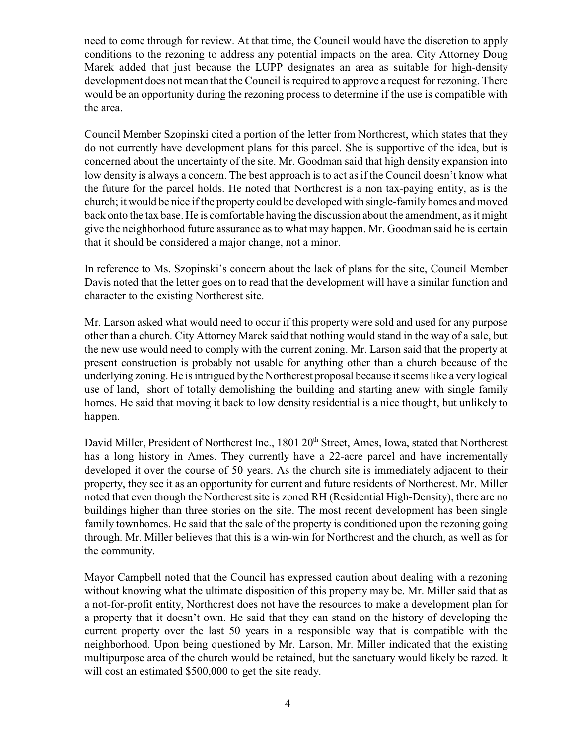need to come through for review. At that time, the Council would have the discretion to apply conditions to the rezoning to address any potential impacts on the area. City Attorney Doug Marek added that just because the LUPP designates an area as suitable for high-density development does not mean that the Council is required to approve a request for rezoning. There would be an opportunity during the rezoning process to determine if the use is compatible with the area.

Council Member Szopinski cited a portion of the letter from Northcrest, which states that they do not currently have development plans for this parcel. She is supportive of the idea, but is concerned about the uncertainty of the site. Mr. Goodman said that high density expansion into low density is always a concern. The best approach is to act as if the Council doesn't know what the future for the parcel holds. He noted that Northcrest is a non tax-paying entity, as is the church; it would be nice if the property could be developed with single-family homes and moved back onto the tax base. He is comfortable having the discussion about the amendment, as it might give the neighborhood future assurance as to what may happen. Mr. Goodman said he is certain that it should be considered a major change, not a minor.

In reference to Ms. Szopinski's concern about the lack of plans for the site, Council Member Davis noted that the letter goes on to read that the development will have a similar function and character to the existing Northcrest site.

Mr. Larson asked what would need to occur if this property were sold and used for any purpose other than a church. City Attorney Marek said that nothing would stand in the way of a sale, but the new use would need to comply with the current zoning. Mr. Larson said that the property at present construction is probably not usable for anything other than a church because of the underlying zoning. He is intrigued by the Northcrest proposal because it seems like a very logical use of land, short of totally demolishing the building and starting anew with single family homes. He said that moving it back to low density residential is a nice thought, but unlikely to happen.

David Miller, President of Northcrest Inc., 1801 20th Street, Ames, Iowa, stated that Northcrest has a long history in Ames. They currently have a 22-acre parcel and have incrementally developed it over the course of 50 years. As the church site is immediately adjacent to their property, they see it as an opportunity for current and future residents of Northcrest. Mr. Miller noted that even though the Northcrest site is zoned RH (Residential High-Density), there are no buildings higher than three stories on the site. The most recent development has been single family townhomes. He said that the sale of the property is conditioned upon the rezoning going through. Mr. Miller believes that this is a win-win for Northcrest and the church, as well as for the community.

Mayor Campbell noted that the Council has expressed caution about dealing with a rezoning without knowing what the ultimate disposition of this property may be. Mr. Miller said that as a not-for-profit entity, Northcrest does not have the resources to make a development plan for a property that it doesn't own. He said that they can stand on the history of developing the current property over the last 50 years in a responsible way that is compatible with the neighborhood. Upon being questioned by Mr. Larson, Mr. Miller indicated that the existing multipurpose area of the church would be retained, but the sanctuary would likely be razed. It will cost an estimated $500,000 to get the site ready.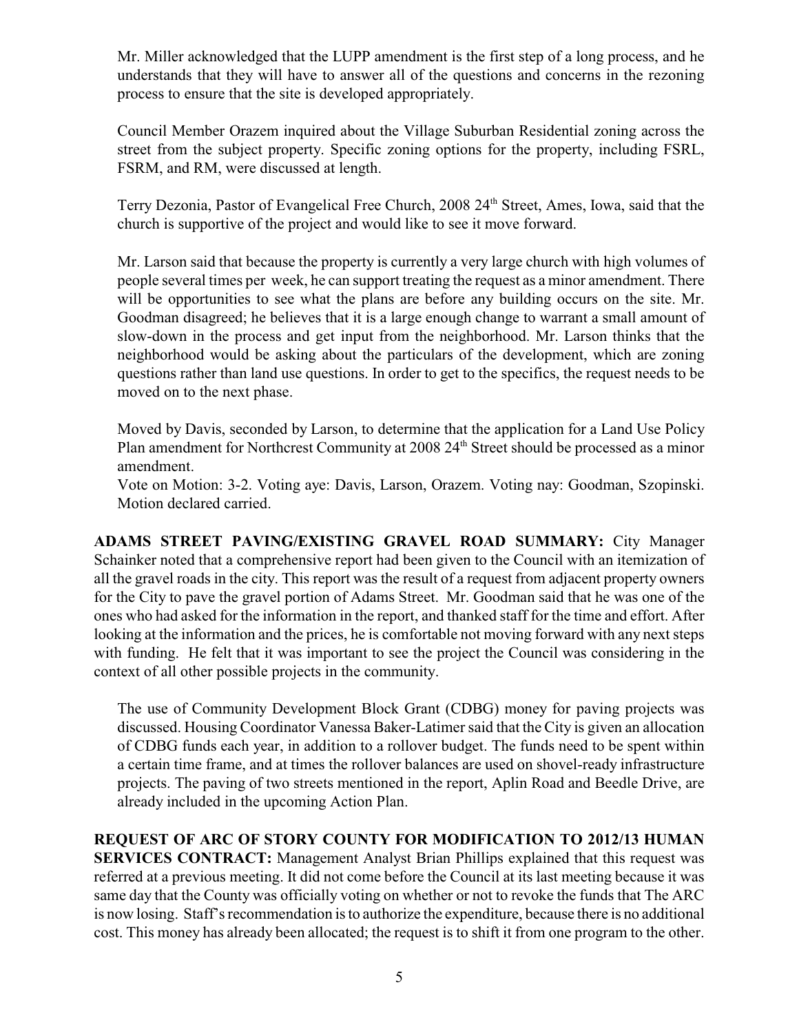Mr. Miller acknowledged that the LUPP amendment is the first step of a long process, and he understands that they will have to answer all of the questions and concerns in the rezoning process to ensure that the site is developed appropriately.

Council Member Orazem inquired about the Village Suburban Residential zoning across the street from the subject property. Specific zoning options for the property, including FSRL, FSRM, and RM, were discussed at length.

Terry Dezonia, Pastor of Evangelical Free Church, 2008 24th Street, Ames, Iowa, said that the church is supportive of the project and would like to see it move forward.

Mr. Larson said that because the property is currently a very large church with high volumes of people several times per week, he can support treating the request as a minor amendment. There will be opportunities to see what the plans are before any building occurs on the site. Mr. Goodman disagreed; he believes that it is a large enough change to warrant a small amount of slow-down in the process and get input from the neighborhood. Mr. Larson thinks that the neighborhood would be asking about the particulars of the development, which are zoning questions rather than land use questions. In order to get to the specifics, the request needs to be moved on to the next phase.

Moved by Davis, seconded by Larson, to determine that the application for a Land Use Policy Plan amendment for Northcrest Community at 2008 24th Street should be processed as a minor amendment.

Vote on Motion: 3-2. Voting aye: Davis, Larson, Orazem. Voting nay: Goodman, Szopinski. Motion declared carried.

**ADAMS STREET PAVING/EXISTING GRAVEL ROAD SUMMARY:** City Manager Schainker noted that a comprehensive report had been given to the Council with an itemization of all the gravel roads in the city. This report was the result of a request from adjacent property owners for the City to pave the gravel portion of Adams Street. Mr. Goodman said that he was one of the ones who had asked for the information in the report, and thanked staff for the time and effort. After looking at the information and the prices, he is comfortable not moving forward with any next steps with funding. He felt that it was important to see the project the Council was considering in the context of all other possible projects in the community.

The use of Community Development Block Grant (CDBG) money for paving projects was discussed. Housing Coordinator Vanessa Baker-Latimer said that the City is given an allocation of CDBG funds each year, in addition to a rollover budget. The funds need to be spent within a certain time frame, and at times the rollover balances are used on shovel-ready infrastructure projects. The paving of two streets mentioned in the report, Aplin Road and Beedle Drive, are already included in the upcoming Action Plan.

**REQUEST OF ARC OF STORY COUNTY FOR MODIFICATION TO 2012/13 HUMAN SERVICES CONTRACT:** Management Analyst Brian Phillips explained that this request was referred at a previous meeting. It did not come before the Council at its last meeting because it was same day that the County was officially voting on whether or not to revoke the funds that The ARC is now losing. Staff's recommendation is to authorize the expenditure, because there is no additional cost. This money has already been allocated; the request is to shift it from one program to the other.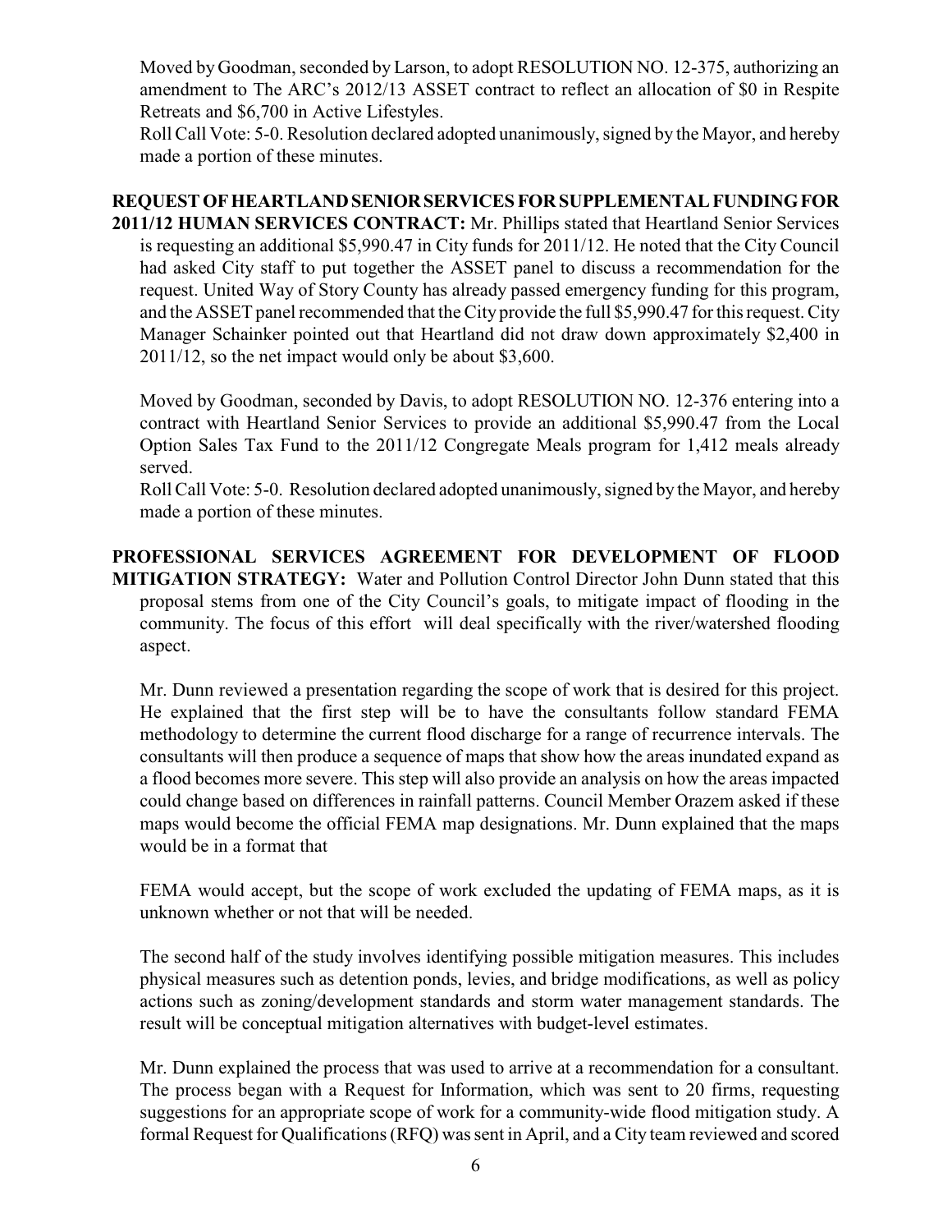Moved by Goodman, seconded by Larson, to adopt RESOLUTION NO. 12-375, authorizing an amendment to The ARC's 2012/13 ASSET contract to reflect an allocation of $0 in Respite Retreats and $6,700 in Active Lifestyles.

Roll Call Vote: 5-0. Resolution declared adopted unanimously, signed by the Mayor, and hereby made a portion of these minutes.

**REQUEST OF HEARTLAND SENIOR SERVICES FOR SUPPLEMENTAL FUNDING FOR 2011/12 HUMAN SERVICES CONTRACT:** Mr. Phillips stated that Heartland Senior Services is requesting an additional $5,990.47 in City funds for 2011/12. He noted that the City Council had asked City staff to put together the ASSET panel to discuss a recommendation for the request. United Way of Story County has already passed emergency funding for this program, and the ASSET panel recommended that the City provide the full $5,990.47 for this request. City Manager Schainker pointed out that Heartland did not draw down approximately $2,400 in 2011/12, so the net impact would only be about $3,600.

Moved by Goodman, seconded by Davis, to adopt RESOLUTION NO. 12-376 entering into a contract with Heartland Senior Services to provide an additional $5,990.47 from the Local Option Sales Tax Fund to the 2011/12 Congregate Meals program for 1,412 meals already served.

Roll Call Vote: 5-0. Resolution declared adopted unanimously, signed by the Mayor, and hereby made a portion of these minutes.

**PROFESSIONAL SERVICES AGREEMENT FOR DEVELOPMENT OF FLOOD MITIGATION STRATEGY:** Water and Pollution Control Director John Dunn stated that this proposal stems from one of the City Council's goals, to mitigate impact of flooding in the community. The focus of this effort will deal specifically with the river/watershed flooding aspect.

Mr. Dunn reviewed a presentation regarding the scope of work that is desired for this project. He explained that the first step will be to have the consultants follow standard FEMA methodology to determine the current flood discharge for a range of recurrence intervals. The consultants will then produce a sequence of maps that show how the areas inundated expand as a flood becomes more severe. This step will also provide an analysis on how the areas impacted could change based on differences in rainfall patterns. Council Member Orazem asked if these maps would become the official FEMA map designations. Mr. Dunn explained that the maps would be in a format that FEMA would accept, but the scope of work excluded the updating of FEMA maps, as it is unknown whether or not that will be needed.

The second half of the study involves identifying possible mitigation measures. This includes physical measures such as detention ponds, levies, and bridge modifications, as well as policy actions such as zoning/development standards and storm water management standards. The result will be conceptual mitigation alternatives with budget-level estimates.

Mr. Dunn explained the process that was used to arrive at a recommendation for a consultant. The process began with a Request for Information, which was sent to 20 firms, requesting suggestions for an appropriate scope of work for a community-wide flood mitigation study. A formal Request for Qualifications (RFQ) was sent in April, and a City team reviewed and scored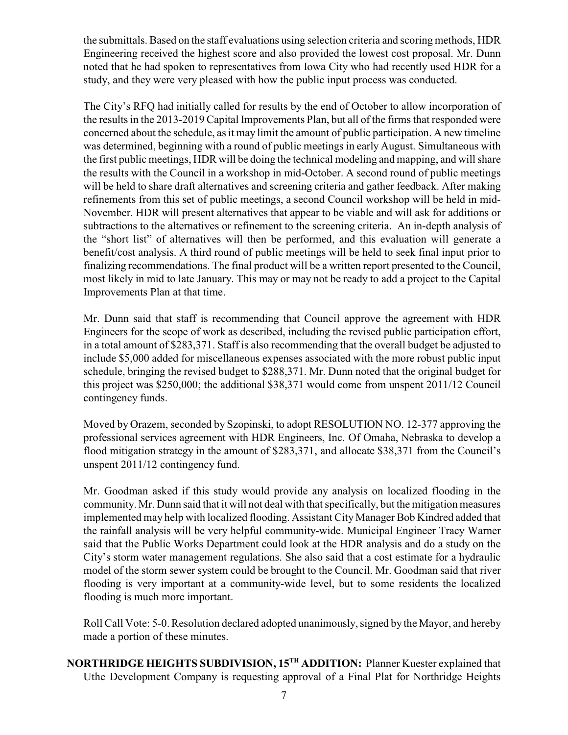the submittals. Based on the staff evaluations using selection criteria and scoring methods, HDR Engineering received the highest score and also provided the lowest cost proposal. Mr. Dunn noted that he had spoken to representatives from Iowa City who had recently used HDR for a study, and they were very pleased with how the public input process was conducted.

The City's RFQ had initially called for results by the end of October to allow incorporation of the results in the 2013-2019 Capital Improvements Plan, but all of the firms that responded were concerned about the schedule, as it may limit the amount of public participation. A new timeline was determined, beginning with a round of public meetings in early August. Simultaneous with the first public meetings, HDR will be doing the technical modeling and mapping, and will share the results with the Council in a workshop in mid-October. A second round of public meetings will be held to share draft alternatives and screening criteria and gather feedback. After making refinements from this set of public meetings, a second Council workshop will be held in mid-November. HDR will present alternatives that appear to be viable and will ask for additions or subtractions to the alternatives or refinement to the screening criteria. An in-depth analysis of the "short list" of alternatives will then be performed, and this evaluation will generate a benefit/cost analysis. A third round of public meetings will be held to seek final input prior to finalizing recommendations. The final product will be a written report presented to the Council, most likely in mid to late January. This may or may not be ready to add a project to the Capital Improvements Plan at that time.

Mr. Dunn said that staff is recommending that Council approve the agreement with HDR Engineers for the scope of work as described, including the revised public participation effort, in a total amount of $283,371. Staff is also recommending that the overall budget be adjusted to include $5,000 added for miscellaneous expenses associated with the more robust public input schedule, bringing the revised budget to $288,371. Mr. Dunn noted that the original budget for this project was $250,000; the additional $38,371 would come from unspent 2011/12 Council contingency funds.

Moved by Orazem, seconded by Szopinski, to adopt RESOLUTION NO. 12-377 approving the professional services agreement with HDR Engineers, Inc. Of Omaha, Nebraska to develop a flood mitigation strategy in the amount of $283,371, and allocate $38,371 from the Council's unspent 2011/12 contingency fund.

Mr. Goodman asked if this study would provide any analysis on localized flooding in the community. Mr. Dunn said that it will not deal with that specifically, but the mitigation measures implemented may help with localized flooding. Assistant City Manager Bob Kindred added that the rainfall analysis will be very helpful community-wide. Municipal Engineer Tracy Warner said that the Public Works Department could look at the HDR analysis and do a study on the City's storm water management regulations. She also said that a cost estimate for a hydraulic model of the storm sewer system could be brought to the Council. Mr. Goodman said that river flooding is very important at a community-wide level, but to some residents the localized flooding is much more important.

Roll Call Vote: 5-0. Resolution declared adopted unanimously, signed by the Mayor, and hereby made a portion of these minutes.

**NORTHRIDGE HEIGHTS SUBDIVISION, 15TH ADDITION:** Planner Kuester explained that Uthe Development Company is requesting approval of a Final Plat for Northridge Heights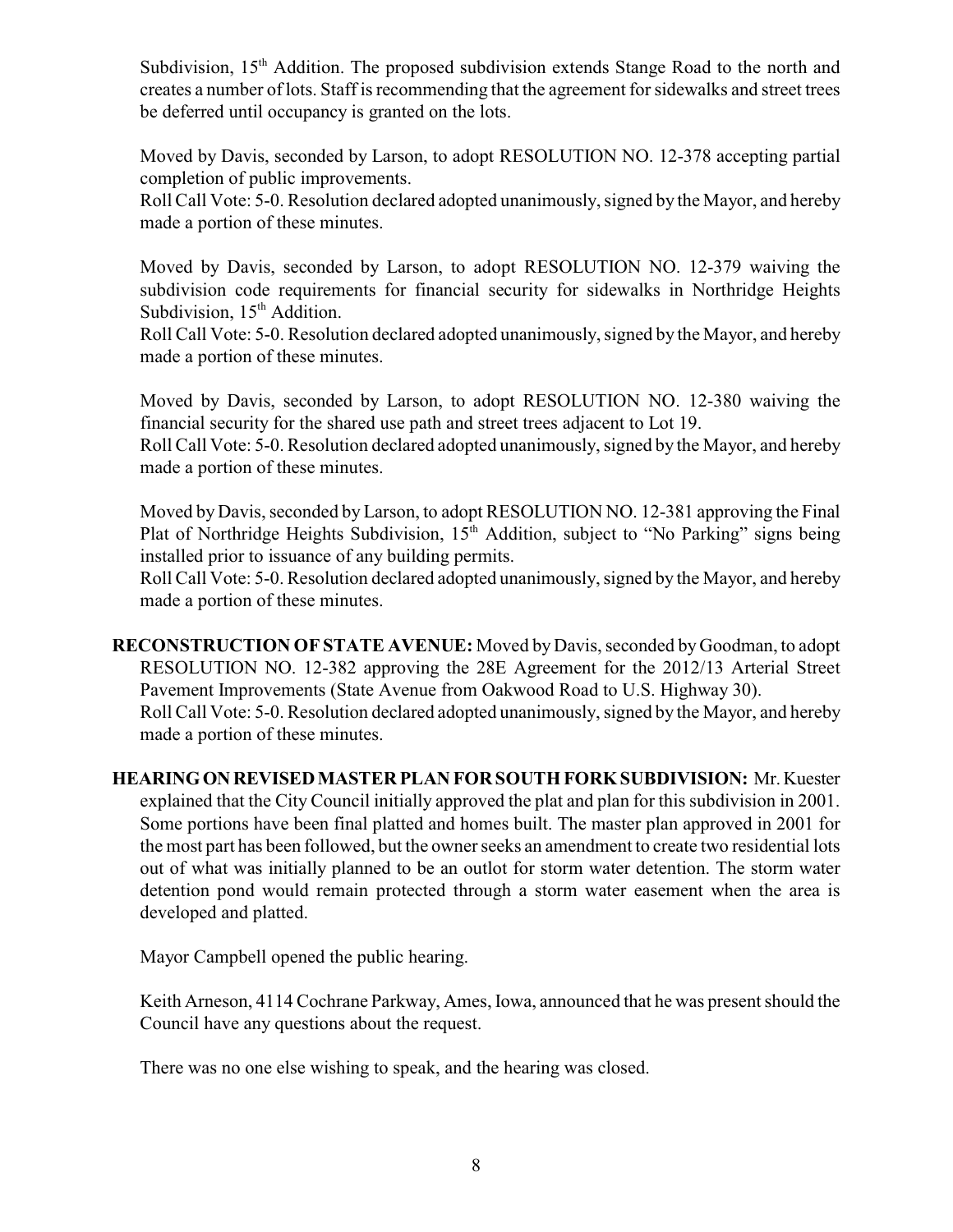Subdivision, 15th Addition. The proposed subdivision extends Stange Road to the north and creates a number of lots. Staff is recommending that the agreement for sidewalks and street trees be deferred until occupancy is granted on the lots.

Moved by Davis, seconded by Larson, to adopt RESOLUTION NO. 12-378 accepting partial completion of public improvements.
Roll Call Vote: 5-0. Resolution declared adopted unanimously, signed by the Mayor, and hereby made a portion of these minutes.

Moved by Davis, seconded by Larson, to adopt RESOLUTION NO. 12-379 waiving the subdivision code requirements for financial security for sidewalks in Northridge Heights Subdivision, 15th Addition.
Roll Call Vote: 5-0. Resolution declared adopted unanimously, signed by the Mayor, and hereby made a portion of these minutes.

Moved by Davis, seconded by Larson, to adopt RESOLUTION NO. 12-380 waiving the financial security for the shared use path and street trees adjacent to Lot 19.
Roll Call Vote: 5-0. Resolution declared adopted unanimously, signed by the Mayor, and hereby made a portion of these minutes.

Moved by Davis, seconded by Larson, to adopt RESOLUTION NO. 12-381 approving the Final Plat of Northridge Heights Subdivision, 15th Addition, subject to "No Parking" signs being installed prior to issuance of any building permits.
Roll Call Vote: 5-0. Resolution declared adopted unanimously, signed by the Mayor, and hereby made a portion of these minutes.

**RECONSTRUCTION OF STATE AVENUE:** Moved by Davis, seconded by Goodman, to adopt RESOLUTION NO. 12-382 approving the 28E Agreement for the 2012/13 Arterial Street Pavement Improvements (State Avenue from Oakwood Road to U.S. Highway 30).
Roll Call Vote: 5-0. Resolution declared adopted unanimously, signed by the Mayor, and hereby made a portion of these minutes.

**HEARING ON REVISED MASTER PLAN FOR SOUTH FORK SUBDIVISION:** Mr. Kuester explained that the City Council initially approved the plat and plan for this subdivision in 2001. Some portions have been final platted and homes built. The master plan approved in 2001 for the most part has been followed, but the owner seeks an amendment to create two residential lots out of what was initially planned to be an outlot for storm water detention. The storm water detention pond would remain protected through a storm water easement when the area is developed and platted.

Mayor Campbell opened the public hearing.

Keith Arneson, 4114 Cochrane Parkway, Ames, Iowa, announced that he was present should the Council have any questions about the request.

There was no one else wishing to speak, and the hearing was closed.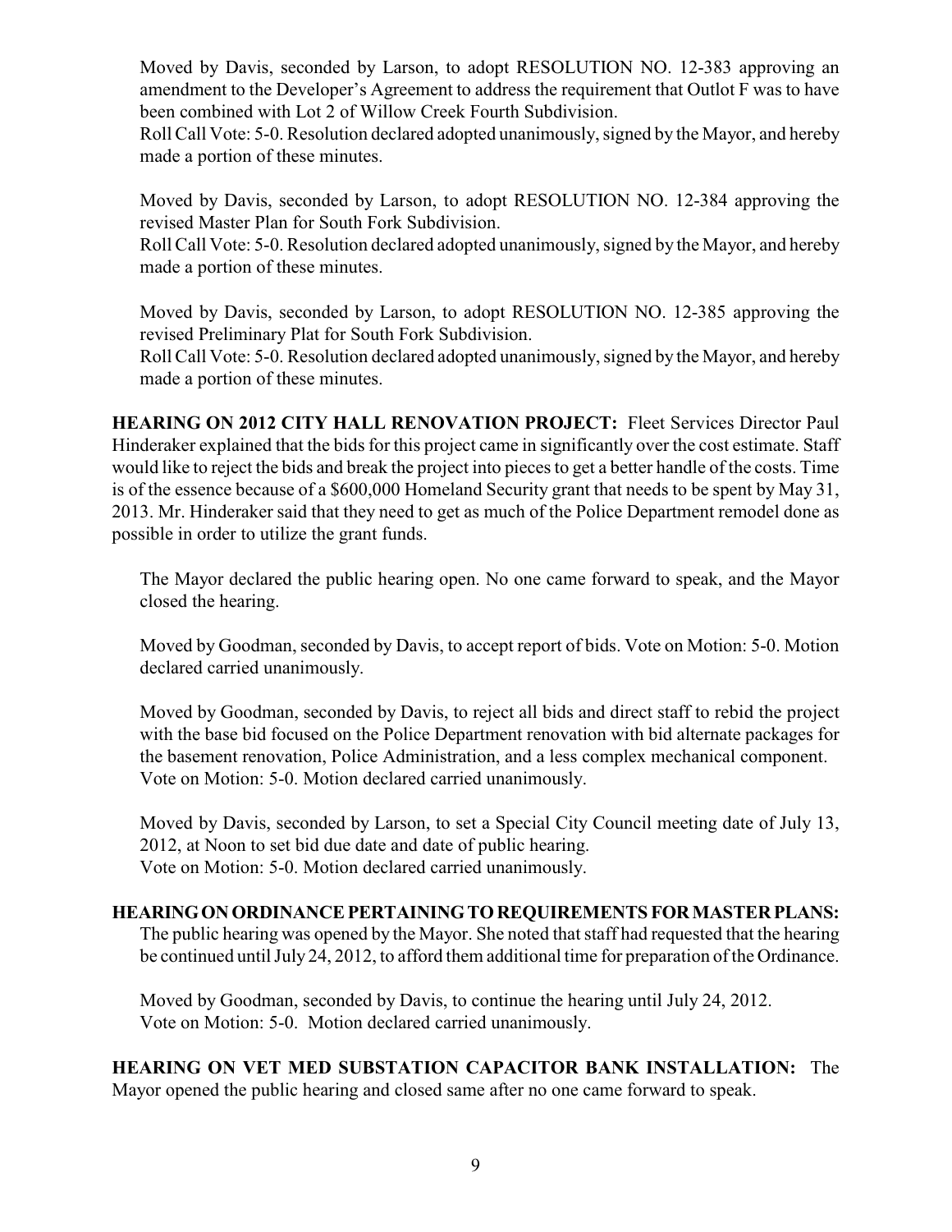Moved by Davis, seconded by Larson, to adopt RESOLUTION NO. 12-383 approving an amendment to the Developer's Agreement to address the requirement that Outlot F was to have been combined with Lot 2 of Willow Creek Fourth Subdivision.
Roll Call Vote: 5-0. Resolution declared adopted unanimously, signed by the Mayor, and hereby made a portion of these minutes.

Moved by Davis, seconded by Larson, to adopt RESOLUTION NO. 12-384 approving the revised Master Plan for South Fork Subdivision.
Roll Call Vote: 5-0. Resolution declared adopted unanimously, signed by the Mayor, and hereby made a portion of these minutes.

Moved by Davis, seconded by Larson, to adopt RESOLUTION NO. 12-385 approving the revised Preliminary Plat for South Fork Subdivision.
Roll Call Vote: 5-0. Resolution declared adopted unanimously, signed by the Mayor, and hereby made a portion of these minutes.

**HEARING ON 2012 CITY HALL RENOVATION PROJECT:** Fleet Services Director Paul Hinderaker explained that the bids for this project came in significantly over the cost estimate. Staff would like to reject the bids and break the project into pieces to get a better handle of the costs. Time is of the essence because of a $600,000 Homeland Security grant that needs to be spent by May 31, 2013. Mr. Hinderaker said that they need to get as much of the Police Department remodel done as possible in order to utilize the grant funds.

The Mayor declared the public hearing open. No one came forward to speak, and the Mayor closed the hearing.

Moved by Goodman, seconded by Davis, to accept report of bids. Vote on Motion: 5-0. Motion declared carried unanimously.

Moved by Goodman, seconded by Davis, to reject all bids and direct staff to rebid the project with the base bid focused on the Police Department renovation with bid alternate packages for the basement renovation, Police Administration, and a less complex mechanical component.
Vote on Motion: 5-0. Motion declared carried unanimously.

Moved by Davis, seconded by Larson, to set a Special City Council meeting date of July 13, 2012, at Noon to set bid due date and date of public hearing.
Vote on Motion: 5-0. Motion declared carried unanimously.

**HEARING ON ORDINANCE PERTAINING TO REQUIREMENTS FOR MASTER PLANS:** The public hearing was opened by the Mayor. She noted that staff had requested that the hearing be continued until July 24, 2012, to afford them additional time for preparation of the Ordinance.

Moved by Goodman, seconded by Davis, to continue the hearing until July 24, 2012.
Vote on Motion: 5-0. Motion declared carried unanimously.

**HEARING ON VET MED SUBSTATION CAPACITOR BANK INSTALLATION:** The Mayor opened the public hearing and closed same after no one came forward to speak.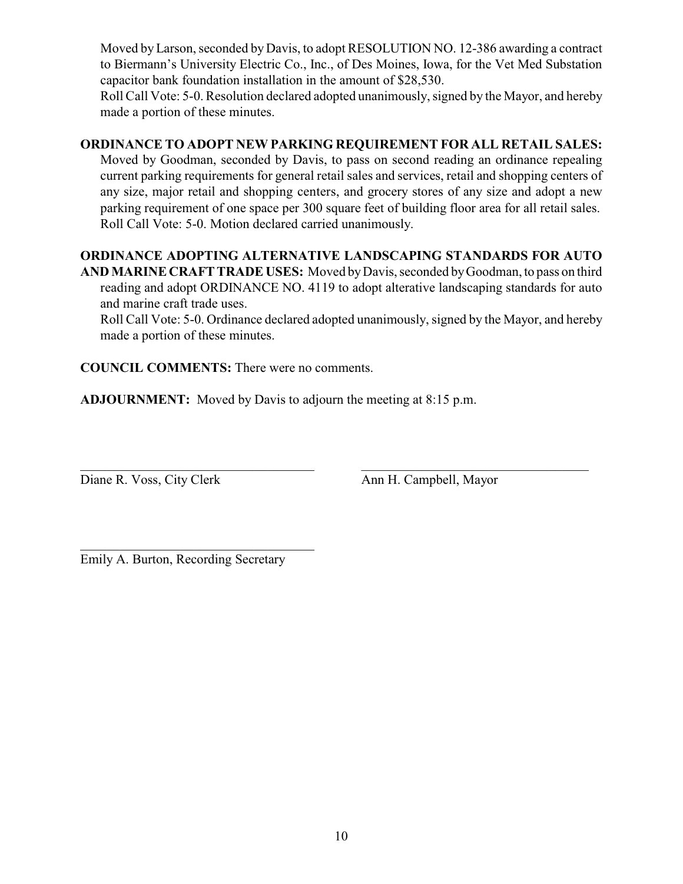Moved by Larson, seconded by Davis, to adopt RESOLUTION NO. 12-386 awarding a contract to Biermann's University Electric Co., Inc., of Des Moines, Iowa, for the Vet Med Substation capacitor bank foundation installation in the amount of $28,530.

Roll Call Vote: 5-0. Resolution declared adopted unanimously, signed by the Mayor, and hereby made a portion of these minutes.

**ORDINANCE TO ADOPT NEW PARKING REQUIREMENT FOR ALL RETAIL SALES:** Moved by Goodman, seconded by Davis, to pass on second reading an ordinance repealing current parking requirements for general retail sales and services, retail and shopping centers of any size, major retail and shopping centers, and grocery stores of any size and adopt a new parking requirement of one space per 300 square feet of building floor area for all retail sales.

Roll Call Vote: 5-0. Motion declared carried unanimously.

**ORDINANCE ADOPTING ALTERNATIVE LANDSCAPING STANDARDS FOR AUTO AND MARINE CRAFT TRADE USES:** Moved by Davis, seconded by Goodman, to pass on third reading and adopt ORDINANCE NO. 4119 to adopt alterative landscaping standards for auto and marine craft trade uses.

Roll Call Vote: 5-0. Ordinance declared adopted unanimously, signed by the Mayor, and hereby made a portion of these minutes.

**COUNCIL COMMENTS:** There were no comments.

**ADJOURNMENT:** Moved by Davis to adjourn the meeting at 8:15 p.m.

\_\_\_\_\_\_\_\_\_\_\_\_\_\_\_\_\_\_\_\_\_\_\_\_\_\_\_\_\_\_\_\_\_\_
Diane R. Voss, City Clerk

\_\_\_\_\_\_\_\_\_\_\_\_\_\_\_\_\_\_\_\_\_\_\_\_\_\_\_\_\_\_\_\_\_\_
Ann H. Campbell, Mayor

\_\_\_\_\_\_\_\_\_\_\_\_\_\_\_\_\_\_\_\_\_\_\_\_\_\_\_\_\_\_\_\_\_\_
Emily A. Burton, Recording Secretary